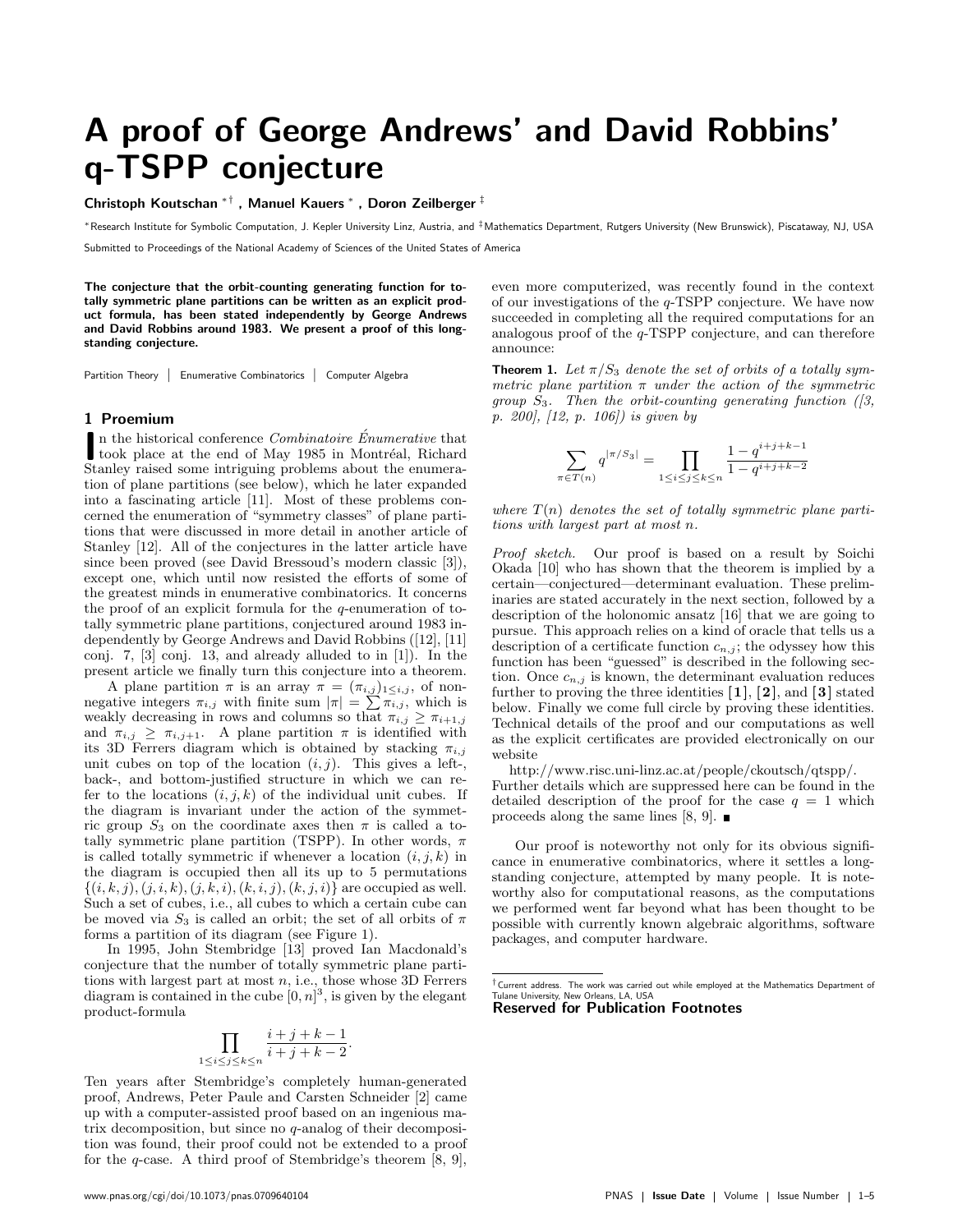# A proof of George Andrews' and David Robbins' q-TSPP conjecture

**Christoph Koutschan** [*†] **, Manuel Kauers** [*] **, Doron Zeilberger** [‡]

[*] Research Institute for Symbolic Computation, J. Kepler University Linz, Austria, and [‡] Mathematics Department, Rutgers University (New Brunswick), Piscataway, NJ, USA

Submitted to Proceedings of the National Academy of Sciences of the United States of America

**The conjecture that the orbit-counting generating function for totally symmetric plane partitions can be written as an explicit product formula, has been stated independently by George Andrews and David Robbins around 1983. We present a proof of this long-standing conjecture.**

Partition Theory | Enumerative Combinatorics | Computer Algebra

## 1 Proemium

In the historical conference *Combinatoire Énumerative* that took place at the end of May 1985 in Montréal, Richard Stanley raised some intriguing problems about the enumeration of plane partitions (see below), which he later expanded into a fascinating article [11]. Most of these problems concerned the enumeration of "symmetry classes" of plane partitions that were discussed in more detail in another article of Stanley [12]. All of the conjectures in the latter article have since been proved (see David Bressoud's modern classic [3]), except one, which until now resisted the efforts of some of the greatest minds in enumerative combinatorics. It concerns the proof of an explicit formula for the $q$-enumeration of totally symmetric plane partitions, conjectured around 1983 independently by George Andrews and David Robbins ([12], [11] conj. 7, [3] conj. 13, and already alluded to in [1]). In the present article we finally turn this conjecture into a theorem.

A plane partition $\pi$ is an array $\pi = (\pi_{i,j})_{1\leq i,j}$, of nonnegative integers $\pi_{i,j}$ with finite sum $|\pi| = \sum \pi_{i,j}$, which is weakly decreasing in rows and columns so that $\pi_{i,j} \geq \pi_{i+1,j}$ and $\pi_{i,j} \geq \pi_{i,j+1}$. A plane partition $\pi$ is identified with its 3D Ferrers diagram which is obtained by stacking $\pi_{i,j}$ unit cubes on top of the location $(i, j)$. This gives a left-, back-, and bottom-justified structure in which we can refer to the locations $(i, j, k)$ of the individual unit cubes. If the diagram is invariant under the action of the symmetric group $S_3$ on the coordinate axes then $\pi$ is called a totally symmetric plane partition (TSPP). In other words, $\pi$ is called totally symmetric if whenever a location $(i, j, k)$ in the diagram is occupied then all its up to 5 permutations $\{(i, k, j), (j, i, k), (j, k, i), (k, i, j), (k, j, i)\}$ are occupied as well. Such a set of cubes, i.e., all cubes to which a certain cube can be moved via $S_3$ is called an orbit; the set of all orbits of $\pi$ forms a partition of its diagram (see Figure 1).

In 1995, John Stembridge [13] proved Ian Macdonald's conjecture that the number of totally symmetric plane partitions with largest part at most $n$, i.e., those whose 3D Ferrers diagram is contained in the cube $[0, n]^3$, is given by the elegant product-formula

$$\prod_{1\leq i\leq j\leq k\leq n} \frac{i+j+k-1}{i+j+k-2}.$$

Ten years after Stembridge's completely human-generated proof, Andrews, Peter Paule and Carsten Schneider [2] came up with a computer-assisted proof based on an ingenious matrix decomposition, but since no $q$-analog of their decomposition was found, their proof could not be extended to a proof for the $q$-case. A third proof of Stembridge's theorem [8, 9], even more computerized, was recently found in the context of our investigations of the $q$-TSPP conjecture. We have now succeeded in completing all the required computations for an analogous proof of the $q$-TSPP conjecture, and can therefore announce:

**Theorem 1.** *Let $\pi/S_3$ denote the set of orbits of a totally symmetric plane partition $\pi$ under the action of the symmetric group $S_3$. Then the orbit-counting generating function ([3, p. 200], [12, p. 106]) is given by*

$$\sum_{\pi\in T(n)} q^{|\pi/S_3|} = \prod_{1\leq i\leq j\leq k\leq n} \frac{1-q^{i+j+k-1}}{1-q^{i+j+k-2}}$$

*where $T(n)$ denotes the set of totally symmetric plane partitions with largest part at most $n$.*

*Proof sketch.* Our proof is based on a result by Soichi Okada [10] who has shown that the theorem is implied by a certain—conjectured—determinant evaluation. These preliminaries are stated accurately in the next section, followed by a description of the holonomic ansatz [16] that we are going to pursue. This approach relies on a kind of oracle that tells us a description of a certificate function $c_{n,j}$; the odyssey how this function has been "guessed" is described in the following section. Once $c_{n,j}$ is known, the determinant evaluation reduces further to proving the three identities **[1]**, **[2]**, and **[3]** stated below. Finally we come full circle by proving these identities. Technical details of the proof and our computations as well as the explicit certificates are provided electronically on our website

http://www.risc.uni-linz.ac.at/people/ckoutsch/qtspp/.

Further details which are suppressed here can be found in the detailed description of the proof for the case $q = 1$ which proceeds along the same lines [8, 9]. ■

Our proof is noteworthy not only for its obvious significance in enumerative combinatorics, where it settles a long-standing conjecture, attempted by many people. It is noteworthy also for computational reasons, as the computations we performed went far beyond what has been thought to be possible with currently known algebraic algorithms, software packages, and computer hardware.

[†] Current address. The work was carried out while employed at the Mathematics Department of Tulane University, New Orleans, LA, USA

**Reserved for Publication Footnotes**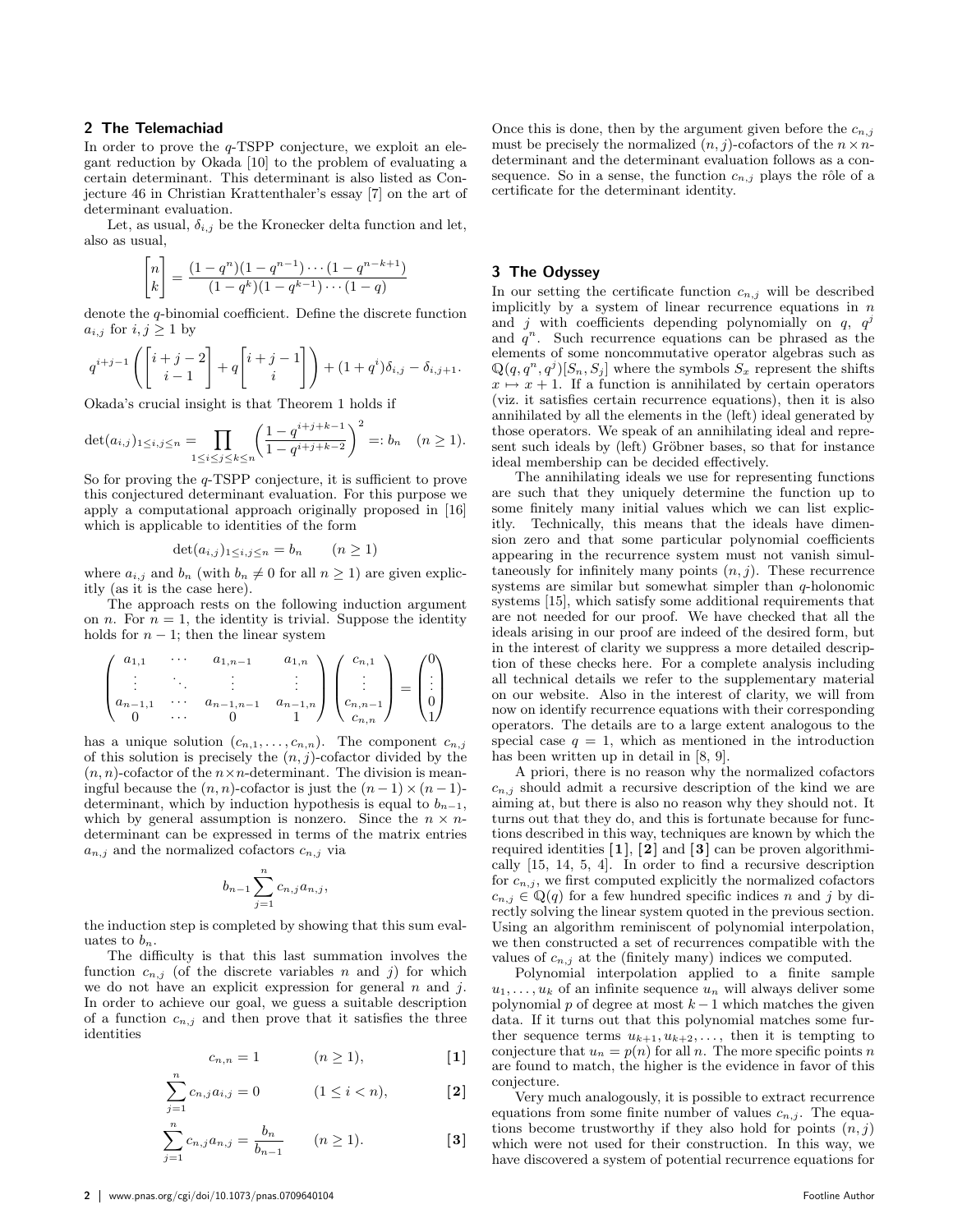## 2 The Telemachiad

In order to prove the $q$-TSPP conjecture, we exploit an elegant reduction by Okada [10] to the problem of evaluating a certain determinant. This determinant is also listed as Conjecture 46 in Christian Krattenthaler's essay [7] on the art of determinant evaluation.

Let, as usual, $\delta_{i,j}$ be the Kronecker delta function and let, also as usual,

$$\begin{bmatrix} n \\ k \end{bmatrix} = \frac{(1-q^n)(1-q^{n-1})\cdots(1-q^{n-k+1})}{(1-q^k)(1-q^{k-1})\cdots(1-q)}$$

denote the $q$-binomial coefficient. Define the discrete function $a_{i,j}$ for $i,j \geq 1$ by

$$q^{i+j-1}\left(\begin{bmatrix} i+j-2 \\ i-1 \end{bmatrix} + q\begin{bmatrix} i+j-1 \\ i \end{bmatrix}\right) + (1+q^i)\delta_{i,j} - \delta_{i,j+1}.$$

Okada's crucial insight is that Theorem 1 holds if

$$\det(a_{i,j})_{1\leq i,j\leq n} = \prod_{1\leq i\leq j\leq k\leq n}\left(\frac{1-q^{i+j+k-1}}{1-q^{i+j+k-2}}\right)^2 =: b_n \quad (n \geq 1).$$

So for proving the $q$-TSPP conjecture, it is sufficient to prove this conjectured determinant evaluation. For this purpose we apply a computational approach originally proposed in [16] which is applicable to identities of the form

$$\det(a_{i,j})_{1\leq i,j\leq n} = b_n \qquad (n \geq 1)$$

where $a_{i,j}$ and $b_n$ (with $b_n \neq 0$ for all $n \geq 1$) are given explicitly (as it is the case here).

The approach rests on the following induction argument on $n$. For $n = 1$, the identity is trivial. Suppose the identity holds for $n-1$; then the linear system

$$\begin{pmatrix} a_{1,1} & \cdots & a_{1,n-1} & a_{1,n} \\ \vdots & \ddots & \vdots & \vdots \\ a_{n-1,1} & \cdots & a_{n-1,n-1} & a_{n-1,n} \\ 0 & \cdots & 0 & 1 \end{pmatrix}\begin{pmatrix} c_{n,1} \\ \vdots \\ c_{n,n-1} \\ c_{n,n} \end{pmatrix} = \begin{pmatrix} 0 \\ \vdots \\ 0 \\ 1 \end{pmatrix}$$

has a unique solution $(c_{n,1},\ldots,c_{n,n})$. The component $c_{n,j}$ of this solution is precisely the $(n,j)$-cofactor divided by the $(n,n)$-cofactor of the $n\times n$-determinant. The division is meaningful because the $(n,n)$-cofactor is just the $(n-1)\times(n-1)$-determinant, which by induction hypothesis is equal to $b_{n-1}$, which by general assumption is nonzero. Since the $n\times n$-determinant can be expressed in terms of the matrix entries $a_{n,j}$ and the normalized cofactors $c_{n,j}$ via

$$b_{n-1}\sum_{j=1}^{n} c_{n,j}a_{n,j},$$

the induction step is completed by showing that this sum evaluates to $b_n$.

The difficulty is that this last summation involves the function $c_{n,j}$ (of the discrete variables $n$ and $j$) for which we do not have an explicit expression for general $n$ and $j$. In order to achieve our goal, we guess a suitable description of a function $c_{n,j}$ and then prove that it satisfies the three identities

$$c_{n,n} = 1 \qquad (n \geq 1), \qquad \textbf{[1]}$$

$$\sum_{j=1}^{n} c_{n,j}a_{i,j} = 0 \qquad (1 \leq i < n), \qquad \textbf{[2]}$$

$$\sum_{j=1}^{n} c_{n,j}a_{n,j} = \frac{b_n}{b_{n-1}} \qquad (n \geq 1). \qquad \textbf{[3]}$$

Once this is done, then by the argument given before the $c_{n,j}$ must be precisely the normalized $(n,j)$-cofactors of the $n\times n$-determinant and the determinant evaluation follows as a consequence. So in a sense, the function $c_{n,j}$ plays the rôle of a certificate for the determinant identity.

## 3 The Odyssey

In our setting the certificate function $c_{n,j}$ will be described implicitly by a system of linear recurrence equations in $n$ and $j$ with coefficients depending polynomially on $q$, $q^j$ and $q^n$. Such recurrence equations can be phrased as the elements of some noncommutative operator algebras such as $\mathbb{Q}(q,q^n,q^j)[S_n,S_j]$ where the symbols $S_x$ represent the shifts $x \mapsto x+1$. If a function is annihilated by certain operators (viz. it satisfies certain recurrence equations), then it is also annihilated by all the elements in the (left) ideal generated by those operators. We speak of an annihilating ideal and represent such ideals by (left) Gröbner bases, so that for instance ideal membership can be decided effectively.

The annihilating ideals we use for representing functions are such that they uniquely determine the function up to some finitely many initial values which we can list explicitly. Technically, this means that the ideals have dimension zero and that some particular polynomial coefficients appearing in the recurrence system must not vanish simultaneously for infinitely many points $(n,j)$. These recurrence systems are similar but somewhat simpler than $q$-holonomic systems [15], which satisfy some additional requirements that are not needed for our proof. We have checked that all the ideals arising in our proof are indeed of the desired form, but in the interest of clarity we suppress a more detailed description of these checks here. For a complete analysis including all technical details we refer to the supplementary material on our website. Also in the interest of clarity, we will from now on identify recurrence equations with their corresponding operators. The details are to a large extent analogous to the special case $q = 1$, which as mentioned in the introduction has been written up in detail in [8, 9].

A priori, there is no reason why the normalized cofactors $c_{n,j}$ should admit a recursive description of the kind we are aiming at, but there is also no reason why they should not. It turns out that they do, and this is fortunate because for functions described in this way, techniques are known by which the required identities **[1]**, **[2]** and **[3]** can be proven algorithmically [15, 14, 5, 4]. In order to find a recursive description for $c_{n,j}$, we first computed explicitly the normalized cofactors $c_{n,j} \in \mathbb{Q}(q)$ for a few hundred specific indices $n$ and $j$ by directly solving the linear system quoted in the previous section. Using an algorithm reminiscent of polynomial interpolation, we then constructed a set of recurrences compatible with the values of $c_{n,j}$ at the (finitely many) indices we computed.

Polynomial interpolation applied to a finite sample $u_1,\ldots,u_k$ of an infinite sequence $u_n$ will always deliver some polynomial $p$ of degree at most $k-1$ which matches the given data. If it turns out that this polynomial matches some further sequence terms $u_{k+1},u_{k+2},\ldots$, then it is tempting to conjecture that $u_n = p(n)$ for all $n$. The more specific points $n$ are found to match, the higher is the evidence in favor of this conjecture.

Very much analogously, it is possible to extract recurrence equations from some finite number of values $c_{n,j}$. The equations become trustworthy if they also hold for points $(n,j)$ which were not used for their construction. In this way, we have discovered a system of potential recurrence equations for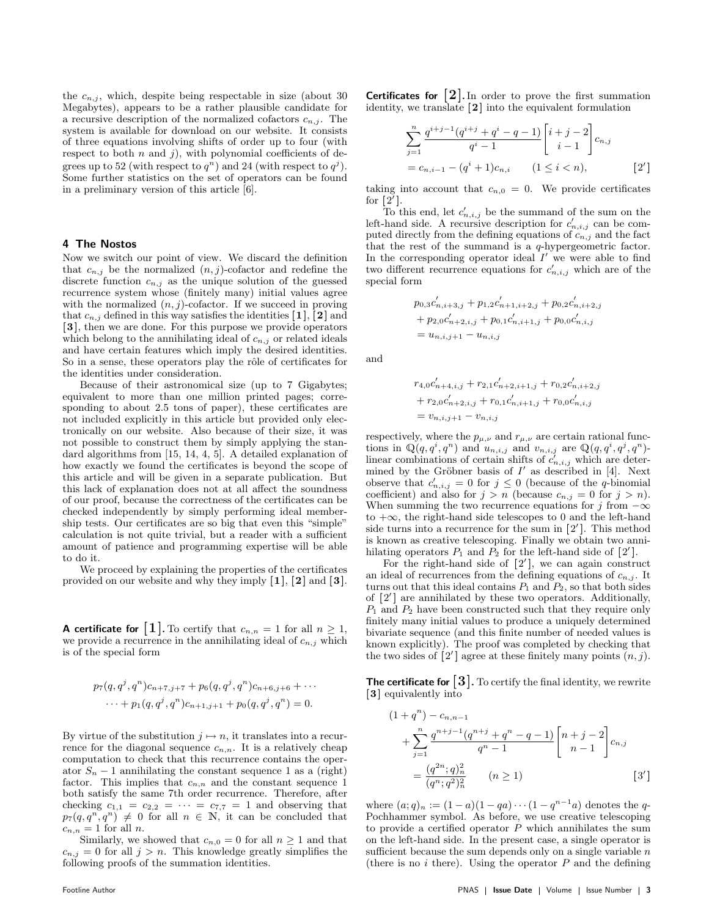the $c_{n,j}$, which, despite being respectable in size (about 30 Megabytes), appears to be a rather plausible candidate for a recursive description of the normalized cofactors $c_{n,j}$. The system is available for download on our website. It consists of three equations involving shifts of order up to four (with respect to both $n$ and $j$), with polynomial coefficients of degrees up to 52 (with respect to $q^n$) and 24 (with respect to $q^j$). Some further statistics on the set of operators can be found in a preliminary version of this article [6].

## 4 The Nostos

Now we switch our point of view. We discard the definition that $c_{n,j}$ be the normalized $(n,j)$-cofactor and redefine the discrete function $c_{n,j}$ as the unique solution of the guessed recurrence system whose (finitely many) initial values agree with the normalized $(n,j)$-cofactor. If we succeed in proving that $c_{n,j}$ defined in this way satisfies the identities **[1]**, **[2]** and **[3]**, then we are done. For this purpose we provide operators which belong to the annihilating ideal of $c_{n,j}$ or related ideals and have certain features which imply the desired identities. So in a sense, these operators play the rôle of certificates for the identities under consideration.

Because of their astronomical size (up to 7 Gigabytes; equivalent to more than one million printed pages; corresponding to about 2.5 tons of paper), these certificates are not included explicitly in this article but provided only electronically on our website. Also because of their size, it was not possible to construct them by simply applying the standard algorithms from [15, 14, 4, 5]. A detailed explanation of how exactly we found the certificates is beyond the scope of this article and will be given in a separate publication. But this lack of explanation does not at all affect the soundness of our proof, because the correctness of the certificates can be checked independently by simply performing ideal membership tests. Our certificates are so big that even this "simple" calculation is not quite trivial, but a reader with a sufficient amount of patience and programming expertise will be able to do it.

We proceed by explaining the properties of the certificates provided on our website and why they imply **[1]**, **[2]** and **[3]**.

**A certificate for [1].** To certify that $c_{n,n} = 1$ for all $n \geq 1$, we provide a recurrence in the annihilating ideal of $c_{n,j}$ which is of the special form

$$p_7(q,q^j,q^n)c_{n+7,j+7} + p_6(q,q^j,q^n)c_{n+6,j+6} + \cdots$$
$$\cdots + p_1(q,q^j,q^n)c_{n+1,j+1} + p_0(q,q^j,q^n) = 0.$$

By virtue of the substitution $j \mapsto n$, it translates into a recurrence for the diagonal sequence $c_{n,n}$. It is a relatively cheap computation to check that this recurrence contains the operator $S_n - 1$ annihilating the constant sequence 1 as a (right) factor. This implies that $c_{n,n}$ and the constant sequence 1 both satisfy the same 7th order recurrence. Therefore, after checking $c_{1,1} = c_{2,2} = \cdots = c_{7,7} = 1$ and observing that $p_7(q,q^n,q^n) \neq 0$ for all $n \in \mathbb{N}$, it can be concluded that $c_{n,n} = 1$ for all $n$.

Similarly, we showed that $c_{n,0} = 0$ for all $n \geq 1$ and that $c_{n,j} = 0$ for all $j > n$. This knowledge greatly simplifies the following proofs of the summation identities.

**Certificates for [2].** In order to prove the first summation identity, we translate **[2]** into the equivalent formulation

$$\sum_{j=1}^{n} \frac{q^{i+j-1}(q^{i+j}+q^i-q-1)}{q^i-1} \begin{bmatrix} i+j-2 \\ i-1 \end{bmatrix} c_{n,j}$$
$$= c_{n,i-1} - (q^i+1)c_{n,i} \qquad (1 \leq i < n), \qquad [2']$$

taking into account that $c_{n,0} = 0$. We provide certificates for $[2']$.

To this end, let $c'_{n,i,j}$ be the summand of the sum on the left-hand side. A recursive description for $c'_{n,i,j}$ can be computed directly from the defining equations of $c_{n,j}$ and the fact that the rest of the summand is a $q$-hypergeometric factor. In the corresponding operator ideal $I'$ we were able to find two different recurrence equations for $c'_{n,i,j}$ which are of the special form

$$p_{0,3}c'_{n,i+3,j} + p_{1,2}c'_{n+1,i+2,j} + p_{0,2}c'_{n,i+2,j}$$
$$+ p_{2,0}c'_{n+2,i,j} + p_{0,1}c'_{n,i+1,j} + p_{0,0}c'_{n,i,j}$$
$$= u_{n,i,j+1} - u_{n,i,j}$$

and

$$r_{4,0}c'_{n+4,i,j} + r_{2,1}c'_{n+2,i+1,j} + r_{0,2}c'_{n,i+2,j}$$
$$+ r_{2,0}c'_{n+2,i,j} + r_{0,1}c'_{n,i+1,j} + r_{0,0}c'_{n,i,j}$$
$$= v_{n,i,j+1} - v_{n,i,j}$$

respectively, where the $p_{\mu,\nu}$ and $r_{\mu,\nu}$ are certain rational functions in $\mathbb{Q}(q,q^i,q^n)$ and $u_{n,i,j}$ and $v_{n,i,j}$ are $\mathbb{Q}(q,q^i,q^j,q^n)$-linear combinations of certain shifts of $c'_{n,i,j}$ which are determined by the Gröbner basis of $I'$ as described in [4]. Next observe that $c'_{n,i,j} = 0$ for $j \leq 0$ (because of the $q$-binomial coefficient) and also for $j > n$ (because $c_{n,j} = 0$ for $j > n$). When summing the two recurrence equations for $j$ from $-\infty$ to $+\infty$, the right-hand side telescopes to 0 and the left-hand side turns into a recurrence for the sum in $[2']$. This method is known as creative telescoping. Finally we obtain two annihilating operators $P_1$ and $P_2$ for the left-hand side of $[2']$.

For the right-hand side of $[2']$, we can again construct an ideal of recurrences from the defining equations of $c_{n,j}$. It turns out that this ideal contains $P_1$ and $P_2$, so that both sides of $[2']$ are annihilated by these two operators. Additionally, $P_1$ and $P_2$ have been constructed such that they require only finitely many initial values to produce a uniquely determined bivariate sequence (and this finite number of needed values is known explicitly). The proof was completed by checking that the two sides of $[2']$ agree at these finitely many points $(n,j)$.

**The certificate for [3].** To certify the final identity, we rewrite **[3]** equivalently into

$$(1+q^n) - c_{n,n-1}$$
$$+ \sum_{j=1}^{n} \frac{q^{n+j-1}(q^{n+j}+q^n-q-1)}{q^n-1} \begin{bmatrix} n+j-2 \\ n-1 \end{bmatrix} c_{n,j}$$
$$= \frac{(q^{2n};q)_n^2}{(q^n;q^2)_n^2} \qquad (n \geq 1) \qquad [3']$$

where $(a;q)_n := (1-a)(1-qa)\cdots(1-q^{n-1}a)$ denotes the $q$-Pochhammer symbol. As before, we use creative telescoping to provide a certified operator $P$ which annihilates the sum on the left-hand side. In the present case, a single operator is sufficient because the sum depends only on a single variable $n$ (there is no $i$ there). Using the operator $P$ and the defining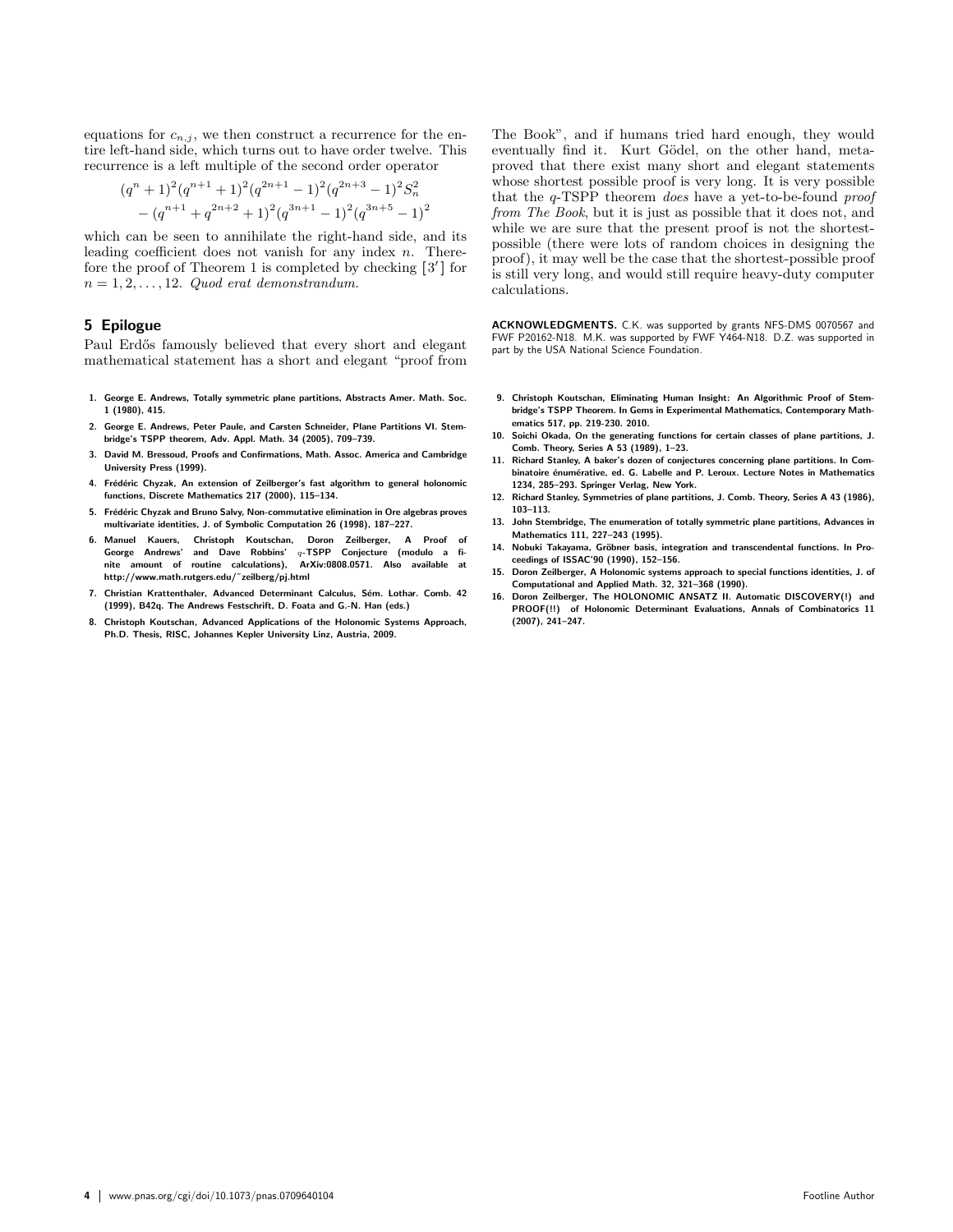equations for $c_{n,j}$, we then construct a recurrence for the entire left-hand side, which turns out to have order twelve. This recurrence is a left multiple of the second order operator

$$(q^n + 1)^2(q^{n+1} + 1)^2(q^{2n+1} - 1)^2(q^{2n+3} - 1)^2 S_n^2 \\ - (q^{n+1} + q^{2n+2} + 1)^2(q^{3n+1} - 1)^2(q^{3n+5} - 1)^2$$

which can be seen to annihilate the right-hand side, and its leading coefficient does not vanish for any index $n$. Therefore the proof of Theorem 1 is completed by checking $[3']$ for $n = 1, 2, \ldots, 12$. *Quod erat demonstrandum.*

## 5 Epilogue

Paul Erdős famously believed that every short and elegant mathematical statement has a short and elegant "proof from The Book", and if humans tried hard enough, they would eventually find it. Kurt Gödel, on the other hand, meta-proved that there exist many short and elegant statements whose shortest possible proof is very long. It is very possible that the $q$-TSPP theorem *does* have a yet-to-be-found *proof from The Book*, but it is just as possible that it does not, and while we are sure that the present proof is not the shortest-possible (there were lots of random choices in designing the proof), it may well be the case that the shortest-possible proof is still very long, and would still require heavy-duty computer calculations.

**ACKNOWLEDGMENTS.** C.K. was supported by grants NFS-DMS 0070567 and FWF P20162-N18. M.K. was supported by FWF Y464-N18. D.Z. was supported in part by the USA National Science Foundation.

1. George E. Andrews, Totally symmetric plane partitions, Abstracts Amer. Math. Soc. 1 (1980), 415.
2. George E. Andrews, Peter Paule, and Carsten Schneider, Plane Partitions VI. Stembridge's TSPP theorem, Adv. Appl. Math. 34 (2005), 709–739.
3. David M. Bressoud, Proofs and Confirmations, Math. Assoc. America and Cambridge University Press (1999).
4. Frédéric Chyzak, An extension of Zeilberger's fast algorithm to general holonomic functions, Discrete Mathematics 217 (2000), 115–134.
5. Frédéric Chyzak and Bruno Salvy, Non-commutative elimination in Ore algebras proves multivariate identities, J. of Symbolic Computation 26 (1998), 187–227.
6. Manuel Kauers, Christoph Koutschan, Doron Zeilberger, A Proof of George Andrews' and Dave Robbins' $q$-TSPP Conjecture (modulo a finite amount of routine calculations), ArXiv:0808.0571. Also available at http://www.math.rutgers.edu/~zeilberg/pj.html
7. Christian Krattenthaler, Advanced Determinant Calculus, Sém. Lothar. Comb. 42 (1999), B42q. The Andrews Festschrift, D. Foata and G.-N. Han (eds.)
8. Christoph Koutschan, Advanced Applications of the Holonomic Systems Approach, Ph.D. Thesis, RISC, Johannes Kepler University Linz, Austria, 2009.
9. Christoph Koutschan, Eliminating Human Insight: An Algorithmic Proof of Stembridge's TSPP Theorem. In Gems in Experimental Mathematics, Contemporary Mathematics 517, pp. 219-230. 2010.
10. Soichi Okada, On the generating functions for certain classes of plane partitions, J. Comb. Theory, Series A 53 (1989), 1–23.
11. Richard Stanley, A baker's dozen of conjectures concerning plane partitions. In Combinatoire énumérative, ed. G. Labelle and P. Leroux. Lecture Notes in Mathematics 1234, 285–293. Springer Verlag, New York.
12. Richard Stanley, Symmetries of plane partitions, J. Comb. Theory, Series A 43 (1986), 103–113.
13. John Stembridge, The enumeration of totally symmetric plane partitions, Advances in Mathematics 111, 227–243 (1995).
14. Nobuki Takayama, Gröbner basis, integration and transcendental functions. In Proceedings of ISSAC'90 (1990), 152–156.
15. Doron Zeilberger, A Holonomic systems approach to special functions identities, J. of Computational and Applied Math. 32, 321–368 (1990).
16. Doron Zeilberger, The HOLONOMIC ANSATZ II. Automatic DISCOVERY(!) and PROOF(!!) of Holonomic Determinant Evaluations, Annals of Combinatorics 11 (2007), 241–247.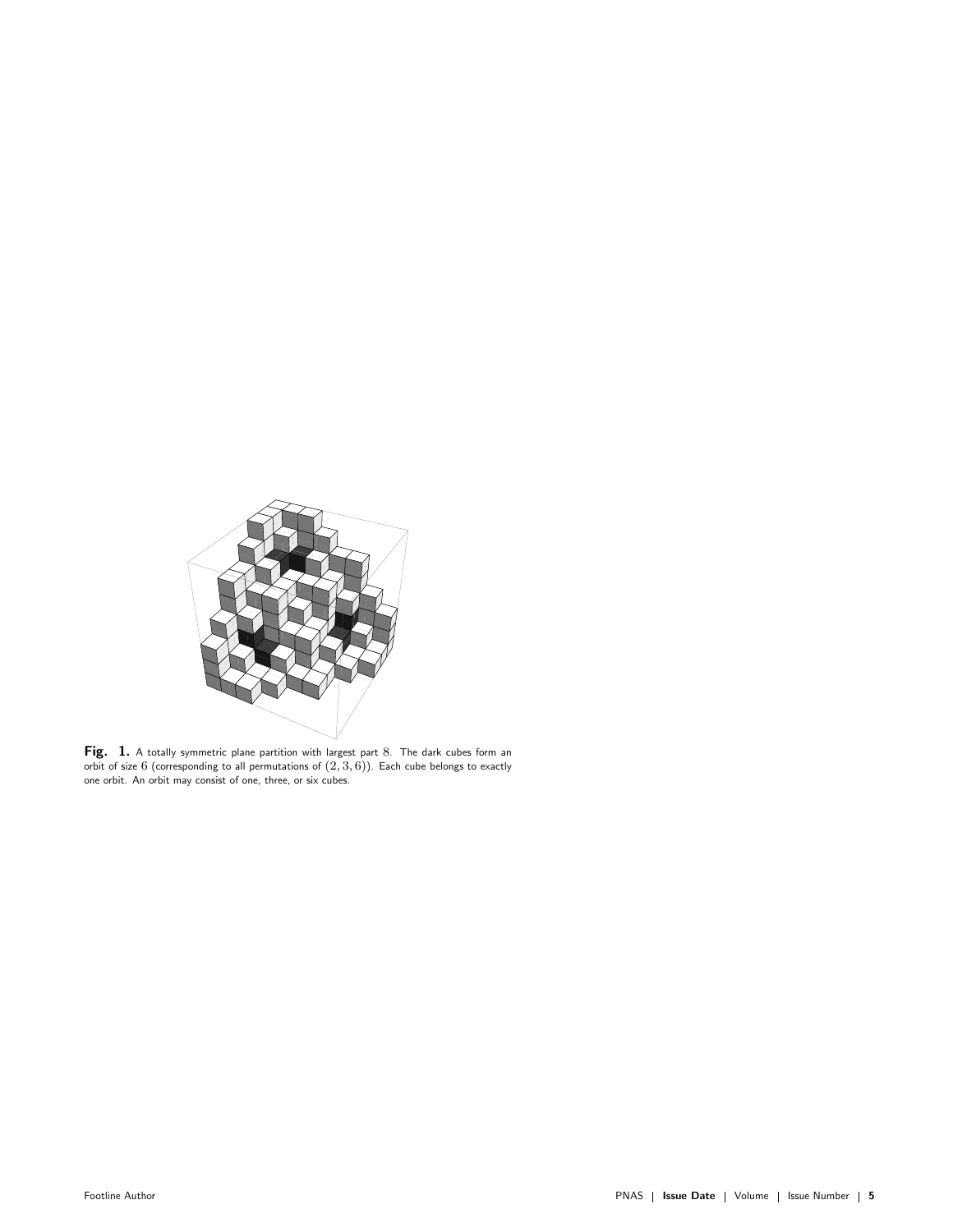**Fig. 1.** A totally symmetric plane partition with largest part $8$. The dark cubes form an orbit of size $6$ (corresponding to all permutations of $(2, 3, 6)$). Each cube belongs to exactly one orbit. An orbit may consist of one, three, or six cubes.